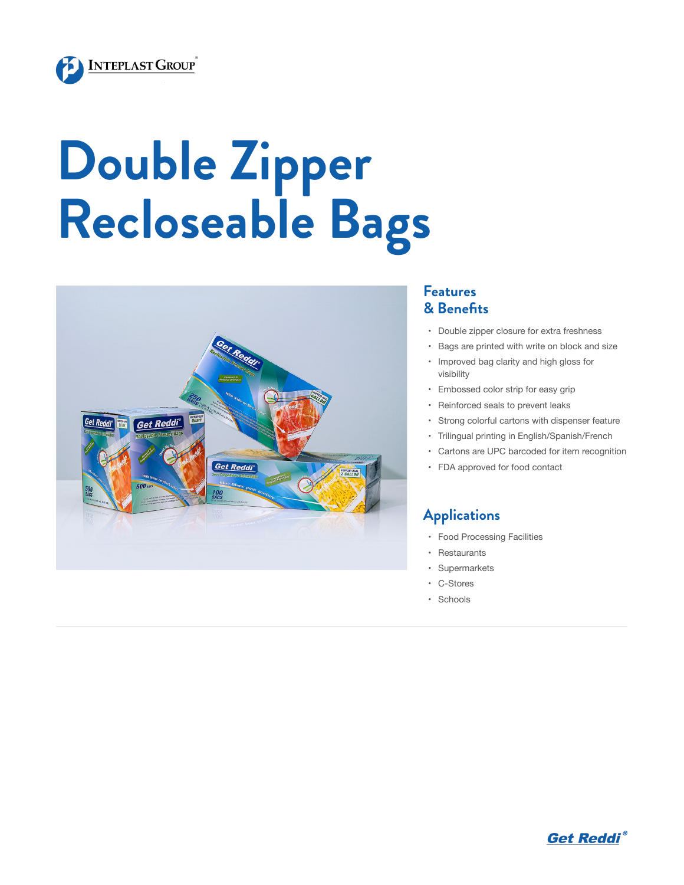# Double Zipper Recloseable Bags

## Features & Benefits

- Double zipper closure for extra freshness
- Bags are printed with write on block and size
- Improved bag clarity and high gloss for visibility
- Embossed color strip for easy grip
- Reinforced seals to prevent leaks
- Strong colorful cartons with dispenser feature
- Trilingual printing in English/Spanish/French
- Cartons are UPC barcoded for item recognition
- FDA approved for food contact

## Applications

- Food Processing Facilities
- Restaurants
- Supermarkets
- C-Stores
- Schools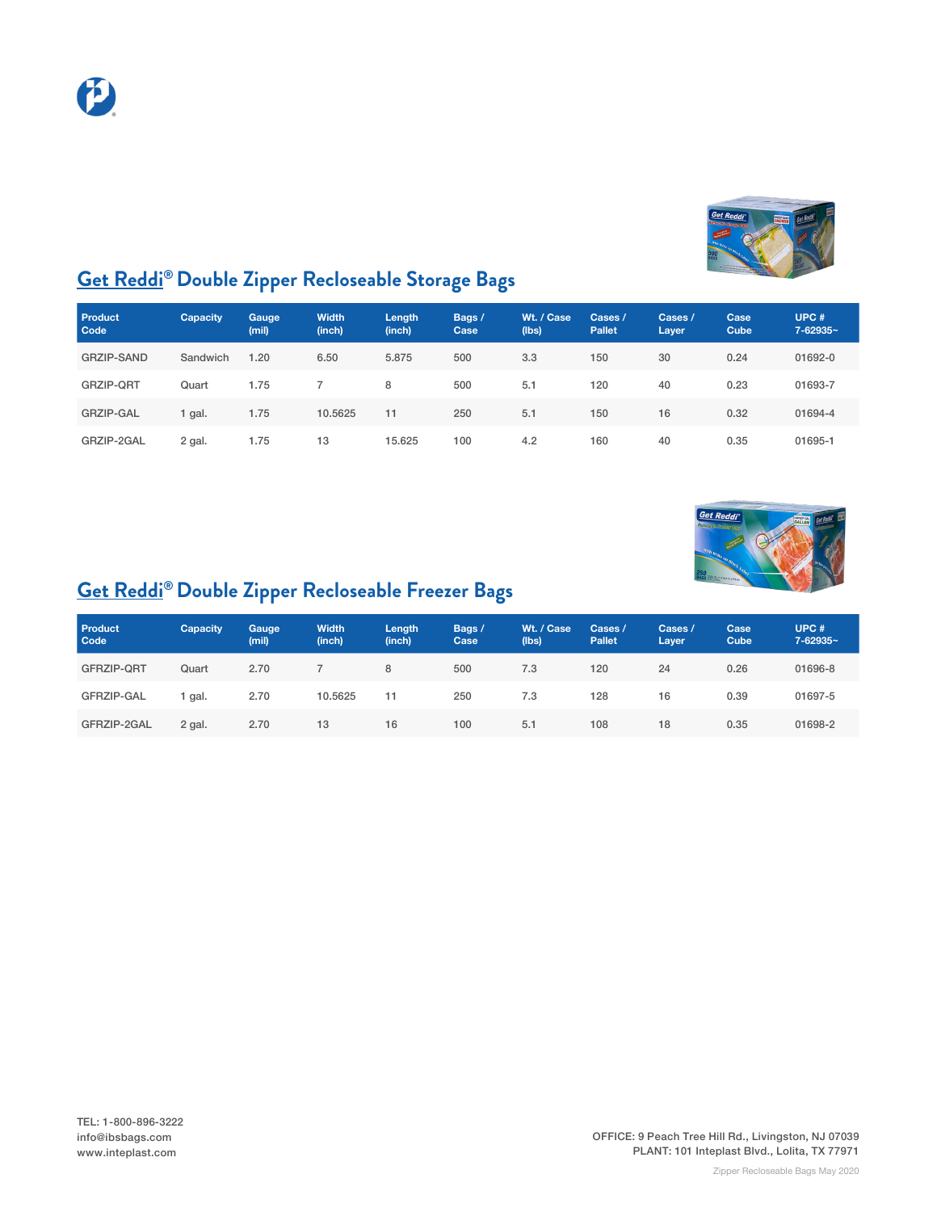## Get Reddi® Double Zipper Recloseable Storage Bags

| Product Code | Capacity | Gauge (mil) | Width (inch) | Length (inch) | Bags / Case | Wt. / Case (lbs) | Cases / Pallet | Cases / Layer | Case Cube | UPC # 7-62935~ |
|---|---|---|---|---|---|---|---|---|---|---|
| GRZIP-SAND | Sandwich | 1.20 | 6.50 | 5.875 | 500 | 3.3 | 150 | 30 | 0.24 | 01692-0 |
| GRZIP-QRT | Quart | 1.75 | 7 | 8 | 500 | 5.1 | 120 | 40 | 0.23 | 01693-7 |
| GRZIP-GAL | 1 gal. | 1.75 | 10.5625 | 11 | 250 | 5.1 | 150 | 16 | 0.32 | 01694-4 |
| GRZIP-2GAL | 2 gal. | 1.75 | 13 | 15.625 | 100 | 4.2 | 160 | 40 | 0.35 | 01695-1 |

## Get Reddi® Double Zipper Recloseable Freezer Bags

| Product Code | Capacity | Gauge (mil) | Width (inch) | Length (inch) | Bags / Case | Wt. / Case (lbs) | Cases / Pallet | Cases / Layer | Case Cube | UPC # 7-62935~ |
|---|---|---|---|---|---|---|---|---|---|---|
| GFRZIP-QRT | Quart | 2.70 | 7 | 8 | 500 | 7.3 | 120 | 24 | 0.26 | 01696-8 |
| GFRZIP-GAL | 1 gal. | 2.70 | 10.5625 | 11 | 250 | 7.3 | 128 | 16 | 0.39 | 01697-5 |
| GFRZIP-2GAL | 2 gal. | 2.70 | 13 | 16 | 100 | 5.1 | 108 | 18 | 0.35 | 01698-2 |

TEL: 1-800-896-3222
info@ibsbags.com
www.inteplast.com

OFFICE: 9 Peach Tree Hill Rd., Livingston, NJ 07039
PLANT: 101 Inteplast Blvd., Lolita, TX 77971

Zipper Recloseable Bags May 2020